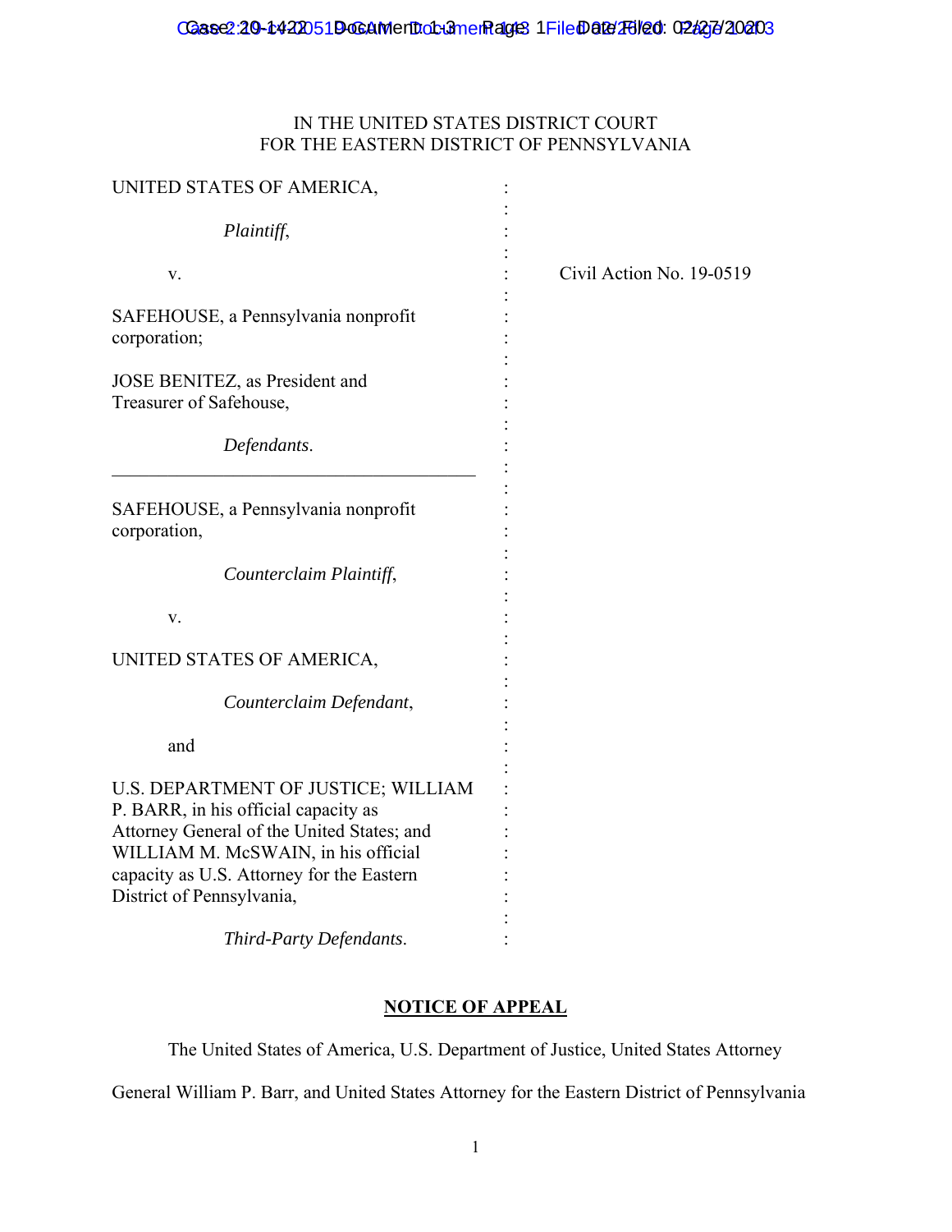IN THE UNITED STATES DISTRICT COURT
FOR THE EASTERN DISTRICT OF PENNSYLVANIA

| | |
|---|---|
| UNITED STATES OF AMERICA,<br><br>*Plaintiff*,<br><br>v.<br><br>SAFEHOUSE, a Pennsylvania nonprofit corporation;<br><br>JOSE BENITEZ, as President and Treasurer of Safehouse,<br><br>*Defendants*. | Civil Action No. 19-0519 |
| SAFEHOUSE, a Pennsylvania nonprofit corporation,<br><br>*Counterclaim Plaintiff*,<br><br>v.<br><br>UNITED STATES OF AMERICA,<br><br>*Counterclaim Defendant*,<br><br>and<br><br>U.S. DEPARTMENT OF JUSTICE; WILLIAM P. BARR, in his official capacity as Attorney General of the United States; and WILLIAM M. McSWAIN, in his official capacity as U.S. Attorney for the Eastern District of Pennsylvania,<br><br>*Third-Party Defendants*. | |

## NOTICE OF APPEAL

The United States of America, U.S. Department of Justice, United States Attorney General William P. Barr, and United States Attorney for the Eastern District of Pennsylvania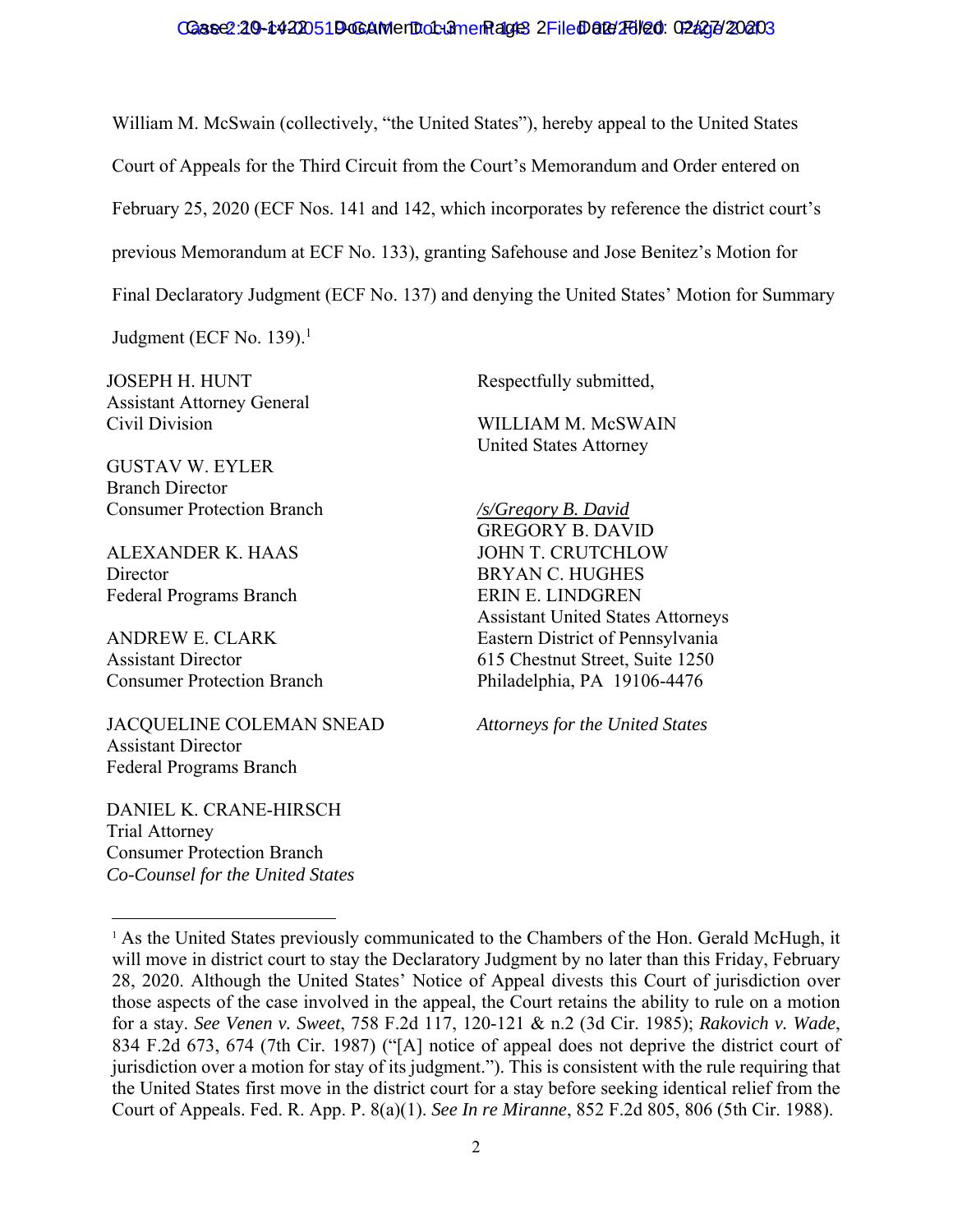William M. McSwain (collectively, "the United States"), hereby appeal to the United States Court of Appeals for the Third Circuit from the Court's Memorandum and Order entered on February 25, 2020 (ECF Nos. 141 and 142, which incorporates by reference the district court's previous Memorandum at ECF No. 133), granting Safehouse and Jose Benitez's Motion for Final Declaratory Judgment (ECF No. 137) and denying the United States' Motion for Summary Judgment (ECF No. 139).[1]

Respectfully submitted,

WILLIAM M. McSWAIN
United States Attorney

*/s/Gregory B. David*
GREGORY B. DAVID
JOHN T. CRUTCHLOW
BRYAN C. HUGHES
ERIN E. LINDGREN
Assistant United States Attorneys
Eastern District of Pennsylvania
615 Chestnut Street, Suite 1250
Philadelphia, PA 19106-4476

*Attorneys for the United States*

JOSEPH H. HUNT
Assistant Attorney General
Civil Division

GUSTAV W. EYLER
Branch Director
Consumer Protection Branch

ALEXANDER K. HAAS
Director
Federal Programs Branch

ANDREW E. CLARK
Assistant Director
Consumer Protection Branch

JACQUELINE COLEMAN SNEAD
Assistant Director
Federal Programs Branch

DANIEL K. CRANE-HIRSCH
Trial Attorney
Consumer Protection Branch
*Co-Counsel for the United States*

---

[1] As the United States previously communicated to the Chambers of the Hon. Gerald McHugh, it will move in district court to stay the Declaratory Judgment by no later than this Friday, February 28, 2020. Although the United States' Notice of Appeal divests this Court of jurisdiction over those aspects of the case involved in the appeal, the Court retains the ability to rule on a motion for a stay. *See Venen v. Sweet*, 758 F.2d 117, 120-121 & n.2 (3d Cir. 1985); *Rakovich v. Wade*, 834 F.2d 673, 674 (7th Cir. 1987) ("[A] notice of appeal does not deprive the district court of jurisdiction over a motion for stay of its judgment."). This is consistent with the rule requiring that the United States first move in the district court for a stay before seeking identical relief from the Court of Appeals. Fed. R. App. P. 8(a)(1). *See In re Miranne*, 852 F.2d 805, 806 (5th Cir. 1988).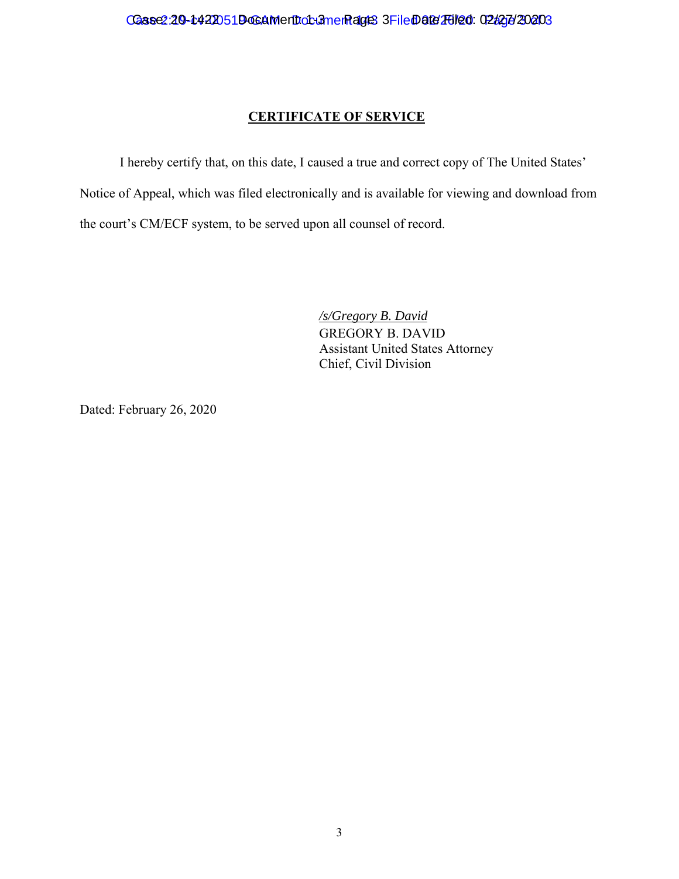## CERTIFICATE OF SERVICE

I hereby certify that, on this date, I caused a true and correct copy of The United States' Notice of Appeal, which was filed electronically and is available for viewing and download from the court's CM/ECF system, to be served upon all counsel of record.

*/s/Gregory B. David*
GREGORY B. DAVID
Assistant United States Attorney
Chief, Civil Division

Dated: February 26, 2020